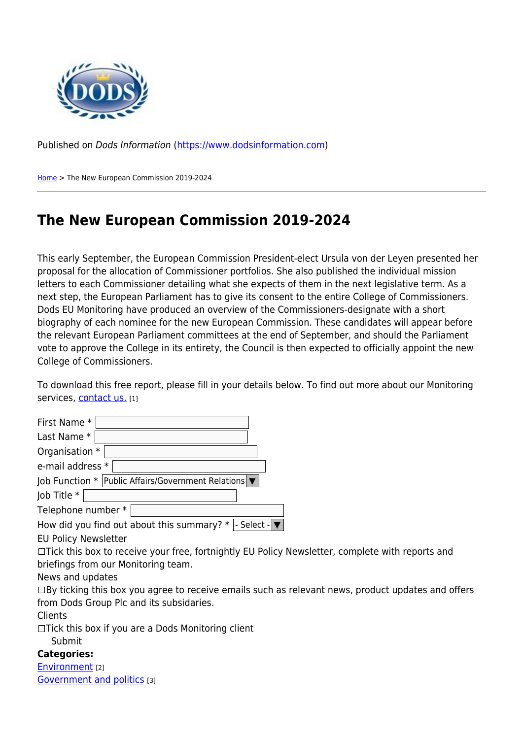Published on *Dods Information* (https://www.dodsinformation.com)

Home > The New European Commission 2019-2024

# The New European Commission 2019-2024

This early September, the European Commission President-elect Ursula von der Leyen presented her proposal for the allocation of Commissioner portfolios. She also published the individual mission letters to each Commissioner detailing what she expects of them in the next legislative term. As a next step, the European Parliament has to give its consent to the entire College of Commissioners. Dods EU Monitoring have produced an overview of the Commissioners-designate with a short biography of each nominee for the new European Commission. These candidates will appear before the relevant European Parliament committees at the end of September, and should the Parliament vote to approve the College in its entirety, the Council is then expected to officially appoint the new College of Commissioners.

To download this free report, please fill in your details below. To find out more about our Monitoring services, contact us. [1]

First Name *

Last Name *

Organisation *

e-mail address *

Job Function * Public Affairs/Government Relations

Job Title *

Telephone number *

How did you find out about this summary? * - Select -

EU Policy Newsletter

☐Tick this box to receive your free, fortnightly EU Policy Newsletter, complete with reports and briefings from our Monitoring team.

News and updates

☐By ticking this box you agree to receive emails such as relevant news, product updates and offers from Dods Group Plc and its subsidaries.

Clients

☐Tick this box if you are a Dods Monitoring client

Submit

**Categories:**

Environment [2]

Government and politics [3]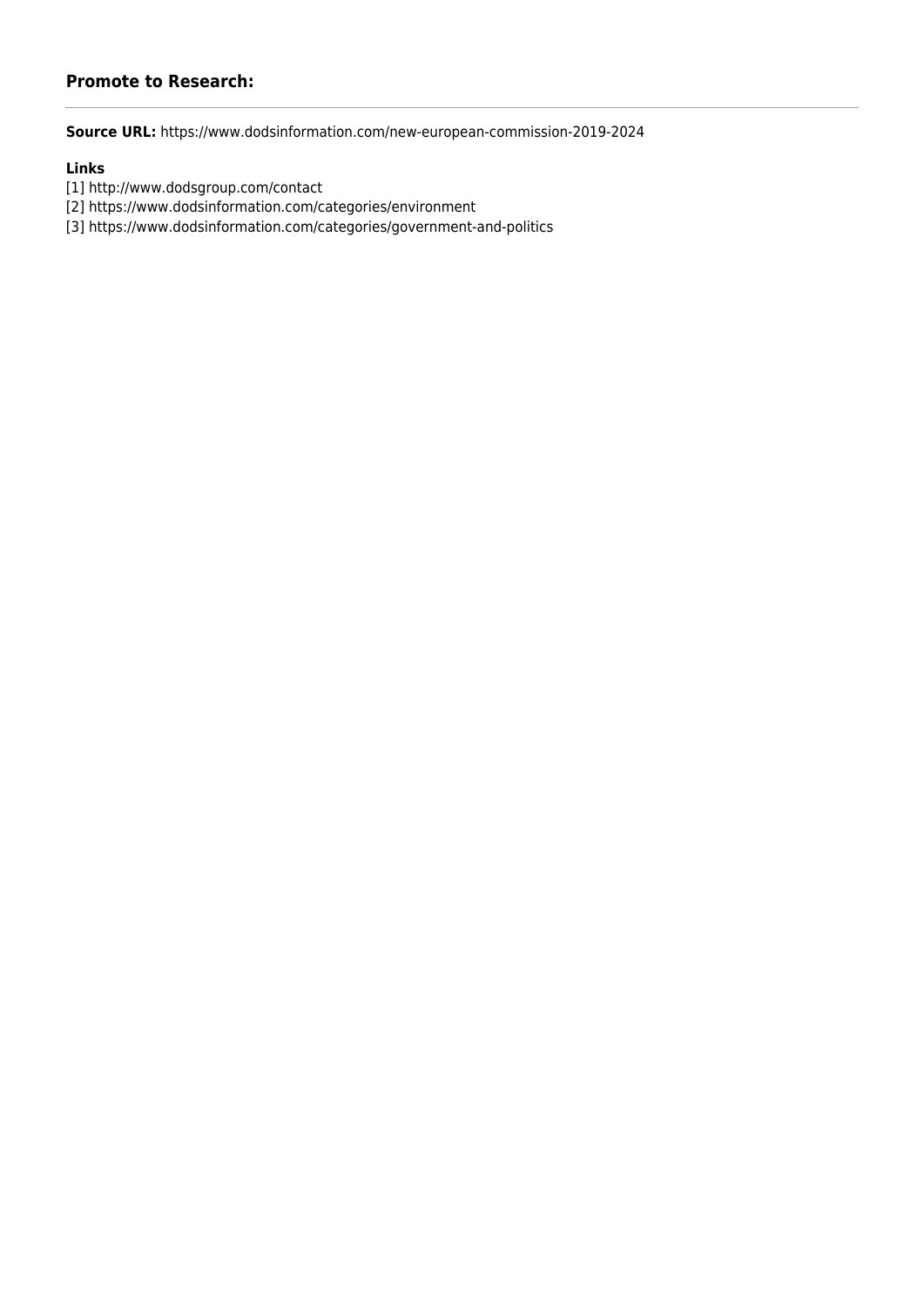### Promote to Research:

---

**Source URL:** https://www.dodsinformation.com/new-european-commission-2019-2024

**Links**
[1] http://www.dodsgroup.com/contact
[2] https://www.dodsinformation.com/categories/environment
[3] https://www.dodsinformation.com/categories/government-and-politics